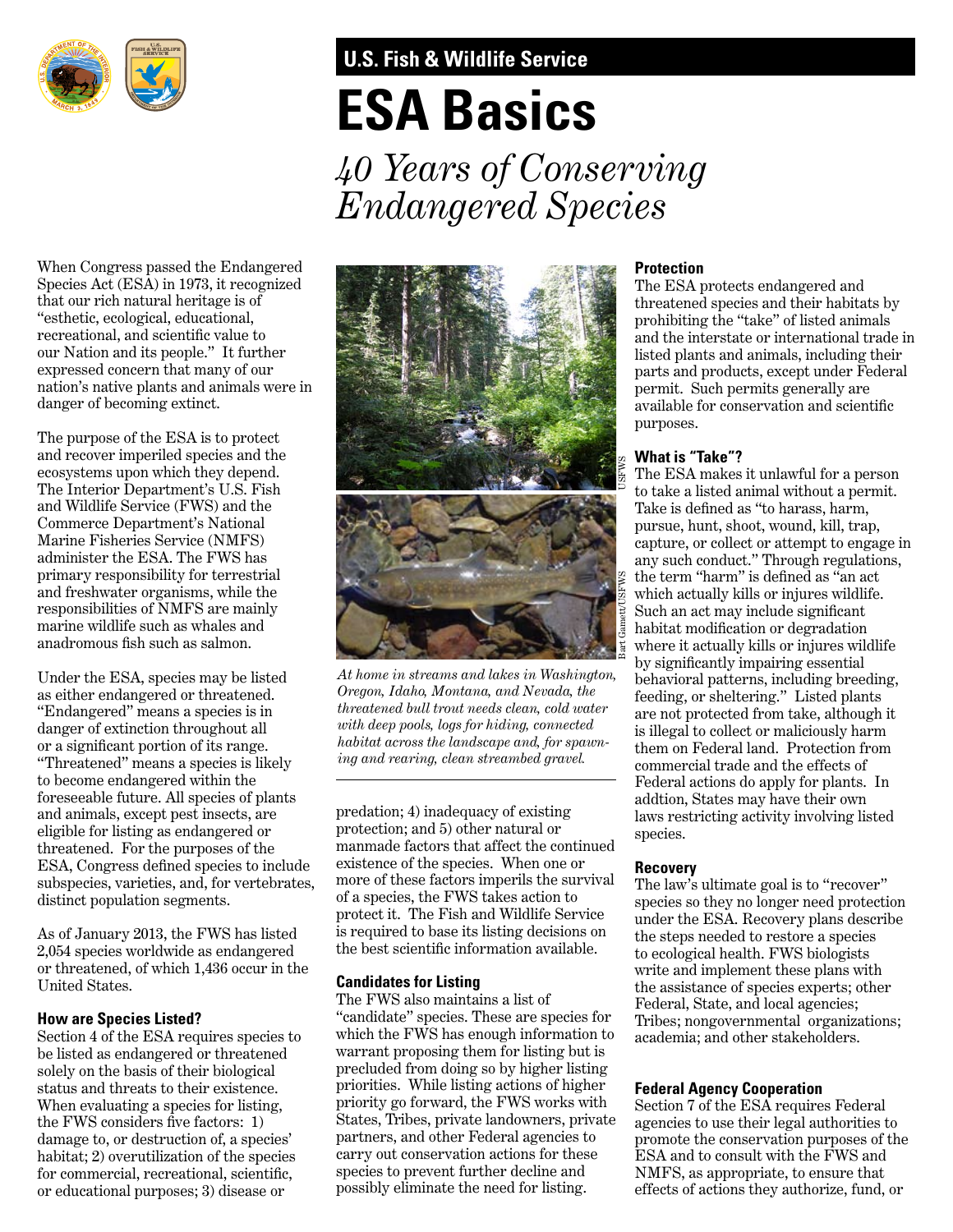U.S. Fish & Wildlife Service

# ESA Basics

*40 Years of Conserving Endangered Species*

When Congress passed the Endangered Species Act (ESA) in 1973, it recognized that our rich natural heritage is of "esthetic, ecological, educational, recreational, and scientific value to our Nation and its people." It further expressed concern that many of our nation's native plants and animals were in danger of becoming extinct.

The purpose of the ESA is to protect and recover imperiled species and the ecosystems upon which they depend. The Interior Department's U.S. Fish and Wildlife Service (FWS) and the Commerce Department's National Marine Fisheries Service (NMFS) administer the ESA. The FWS has primary responsibility for terrestrial and freshwater organisms, while the responsibilities of NMFS are mainly marine wildlife such as whales and anadromous fish such as salmon.

Under the ESA, species may be listed as either endangered or threatened. "Endangered" means a species is in danger of extinction throughout all or a significant portion of its range. "Threatened" means a species is likely to become endangered within the foreseeable future. All species of plants and animals, except pest insects, are eligible for listing as endangered or threatened. For the purposes of the ESA, Congress defined species to include subspecies, varieties, and, for vertebrates, distinct population segments.

As of January 2013, the FWS has listed 2,054 species worldwide as endangered or threatened, of which 1,436 occur in the United States.

### How are Species Listed?

Section 4 of the ESA requires species to be listed as endangered or threatened solely on the basis of their biological status and threats to their existence. When evaluating a species for listing, the FWS considers five factors: 1) damage to, or destruction of, a species' habitat; 2) overutilization of the species for commercial, recreational, scientific, or educational purposes; 3) disease or predation; 4) inadequacy of existing protection; and 5) other natural or manmade factors that affect the continued existence of the species. When one or more of these factors imperils the survival of a species, the FWS takes action to protect it. The Fish and Wildlife Service is required to base its listing decisions on the best scientific information available.

*At home in streams and lakes in Washington, Oregon, Idaho, Montana, and Nevada, the threatened bull trout needs clean, cold water with deep pools, logs for hiding, connected habitat across the landscape and, for spawning and rearing, clean streambed gravel.*

### Candidates for Listing

The FWS also maintains a list of "candidate" species. These are species for which the FWS has enough information to warrant proposing them for listing but is precluded from doing so by higher listing priorities. While listing actions of higher priority go forward, the FWS works with States, Tribes, private landowners, private partners, and other Federal agencies to carry out conservation actions for these species to prevent further decline and possibly eliminate the need for listing.

### Protection

The ESA protects endangered and threatened species and their habitats by prohibiting the "take" of listed animals and the interstate or international trade in listed plants and animals, including their parts and products, except under Federal permit. Such permits generally are available for conservation and scientific purposes.

### What is "Take"?

The ESA makes it unlawful for a person to take a listed animal without a permit. Take is defined as "to harass, harm, pursue, hunt, shoot, wound, kill, trap, capture, or collect or attempt to engage in any such conduct." Through regulations, the term "harm" is defined as "an act which actually kills or injures wildlife. Such an act may include significant habitat modification or degradation where it actually kills or injures wildlife by significantly impairing essential behavioral patterns, including breeding, feeding, or sheltering." Listed plants are not protected from take, although it is illegal to collect or maliciously harm them on Federal land. Protection from commercial trade and the effects of Federal actions do apply for plants. In addtion, States may have their own laws restricting activity involving listed species.

### Recovery

The law's ultimate goal is to "recover" species so they no longer need protection under the ESA. Recovery plans describe the steps needed to restore a species to ecological health. FWS biologists write and implement these plans with the assistance of species experts; other Federal, State, and local agencies; Tribes; nongovernmental organizations; academia; and other stakeholders.

### Federal Agency Cooperation

Section 7 of the ESA requires Federal agencies to use their legal authorities to promote the conservation purposes of the ESA and to consult with the FWS and NMFS, as appropriate, to ensure that effects of actions they authorize, fund, or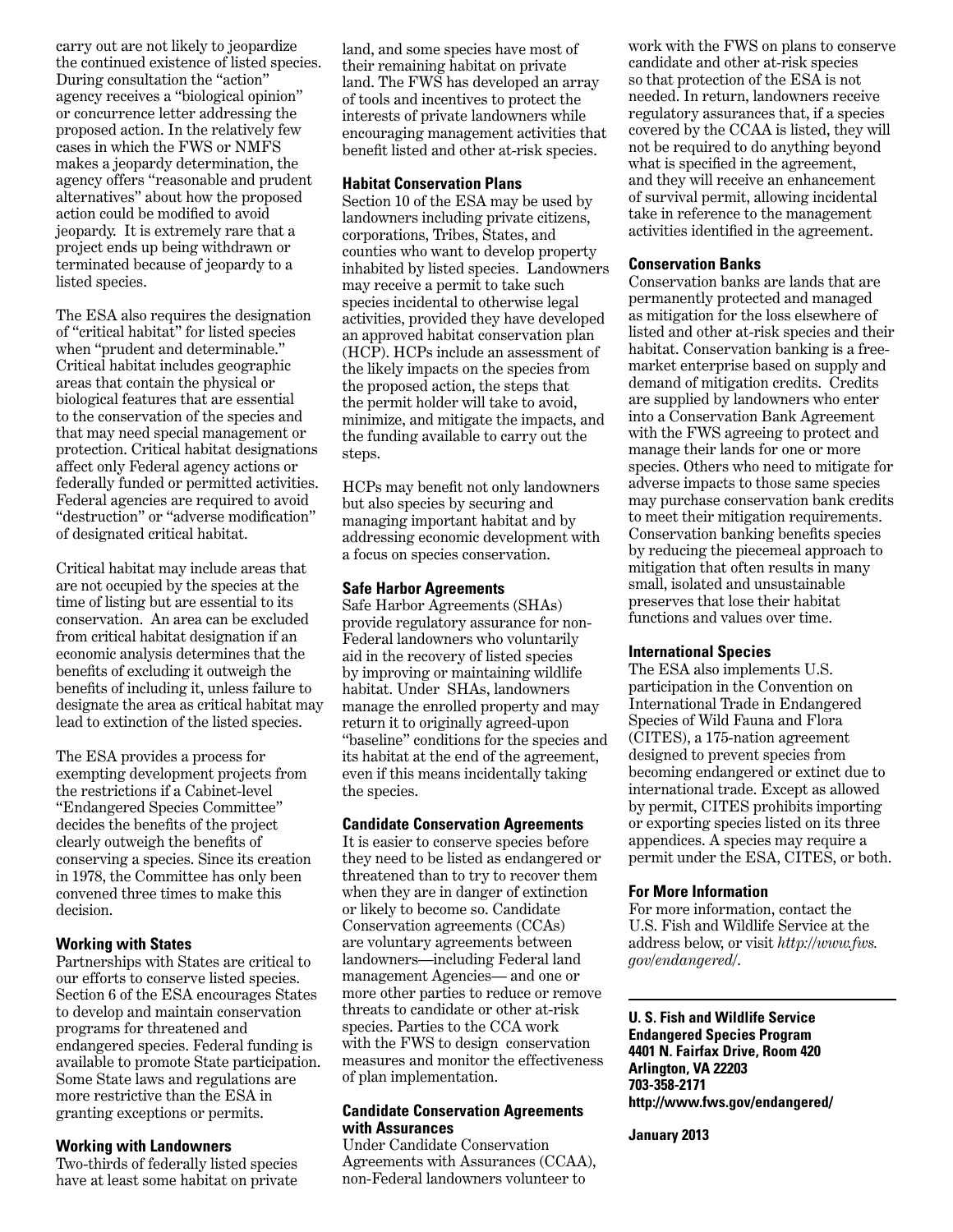carry out are not likely to jeopardize the continued existence of listed species. During consultation the "action" agency receives a "biological opinion" or concurrence letter addressing the proposed action. In the relatively few cases in which the FWS or NMFS makes a jeopardy determination, the agency offers "reasonable and prudent alternatives" about how the proposed action could be modified to avoid jeopardy. It is extremely rare that a project ends up being withdrawn or terminated because of jeopardy to a listed species.

The ESA also requires the designation of "critical habitat" for listed species when "prudent and determinable." Critical habitat includes geographic areas that contain the physical or biological features that are essential to the conservation of the species and that may need special management or protection. Critical habitat designations affect only Federal agency actions or federally funded or permitted activities. Federal agencies are required to avoid "destruction" or "adverse modification" of designated critical habitat.

Critical habitat may include areas that are not occupied by the species at the time of listing but are essential to its conservation. An area can be excluded from critical habitat designation if an economic analysis determines that the benefits of excluding it outweigh the benefits of including it, unless failure to designate the area as critical habitat may lead to extinction of the listed species.

The ESA provides a process for exempting development projects from the restrictions if a Cabinet-level "Endangered Species Committee" decides the benefits of the project clearly outweigh the benefits of conserving a species. Since its creation in 1978, the Committee has only been convened three times to make this decision.

### Working with States

Partnerships with States are critical to our efforts to conserve listed species. Section 6 of the ESA encourages States to develop and maintain conservation programs for threatened and endangered species. Federal funding is available to promote State participation. Some State laws and regulations are more restrictive than the ESA in granting exceptions or permits.

### Working with Landowners

Two-thirds of federally listed species have at least some habitat on private land, and some species have most of their remaining habitat on private land. The FWS has developed an array of tools and incentives to protect the interests of private landowners while encouraging management activities that benefit listed and other at-risk species.

### Habitat Conservation Plans

Section 10 of the ESA may be used by landowners including private citizens, corporations, Tribes, States, and counties who want to develop property inhabited by listed species. Landowners may receive a permit to take such species incidental to otherwise legal activities, provided they have developed an approved habitat conservation plan (HCP). HCPs include an assessment of the likely impacts on the species from the proposed action, the steps that the permit holder will take to avoid, minimize, and mitigate the impacts, and the funding available to carry out the steps.

HCPs may benefit not only landowners but also species by securing and managing important habitat and by addressing economic development with a focus on species conservation.

### Safe Harbor Agreements

Safe Harbor Agreements (SHAs) provide regulatory assurance for non-Federal landowners who voluntarily aid in the recovery of listed species by improving or maintaining wildlife habitat. Under SHAs, landowners manage the enrolled property and may return it to originally agreed-upon "baseline" conditions for the species and its habitat at the end of the agreement, even if this means incidentally taking the species.

### Candidate Conservation Agreements

It is easier to conserve species before they need to be listed as endangered or threatened than to try to recover them when they are in danger of extinction or likely to become so. Candidate Conservation agreements (CCAs) are voluntary agreements between landowners—including Federal land management Agencies— and one or more other parties to reduce or remove threats to candidate or other at-risk species. Parties to the CCA work with the FWS to design conservation measures and monitor the effectiveness of plan implementation.

### Candidate Conservation Agreements with Assurances

Under Candidate Conservation Agreements with Assurances (CCAA), non-Federal landowners volunteer to work with the FWS on plans to conserve candidate and other at-risk species so that protection of the ESA is not needed. In return, landowners receive regulatory assurances that, if a species covered by the CCAA is listed, they will not be required to do anything beyond what is specified in the agreement, and they will receive an enhancement of survival permit, allowing incidental take in reference to the management activities identified in the agreement.

### Conservation Banks

Conservation banks are lands that are permanently protected and managed as mitigation for the loss elsewhere of listed and other at-risk species and their habitat. Conservation banking is a free-market enterprise based on supply and demand of mitigation credits. Credits are supplied by landowners who enter into a Conservation Bank Agreement with the FWS agreeing to protect and manage their lands for one or more species. Others who need to mitigate for adverse impacts to those same species may purchase conservation bank credits to meet their mitigation requirements. Conservation banking benefits species by reducing the piecemeal approach to mitigation that often results in many small, isolated and unsustainable preserves that lose their habitat functions and values over time.

### International Species

The ESA also implements U.S. participation in the Convention on International Trade in Endangered Species of Wild Fauna and Flora (CITES), a 175-nation agreement designed to prevent species from becoming endangered or extinct due to international trade. Except as allowed by permit, CITES prohibits importing or exporting species listed on its three appendices. A species may require a permit under the ESA, CITES, or both.

### For More Information

For more information, contact the U.S. Fish and Wildlife Service at the address below, or visit *http://www.fws.gov/endangered/*.

---

**U. S. Fish and Wildlife Service**
**Endangered Species Program**
**4401 N. Fairfax Drive, Room 420**
**Arlington, VA 22203**
**703-358-2171**
**http://www.fws.gov/endangered/**

**January 2013**